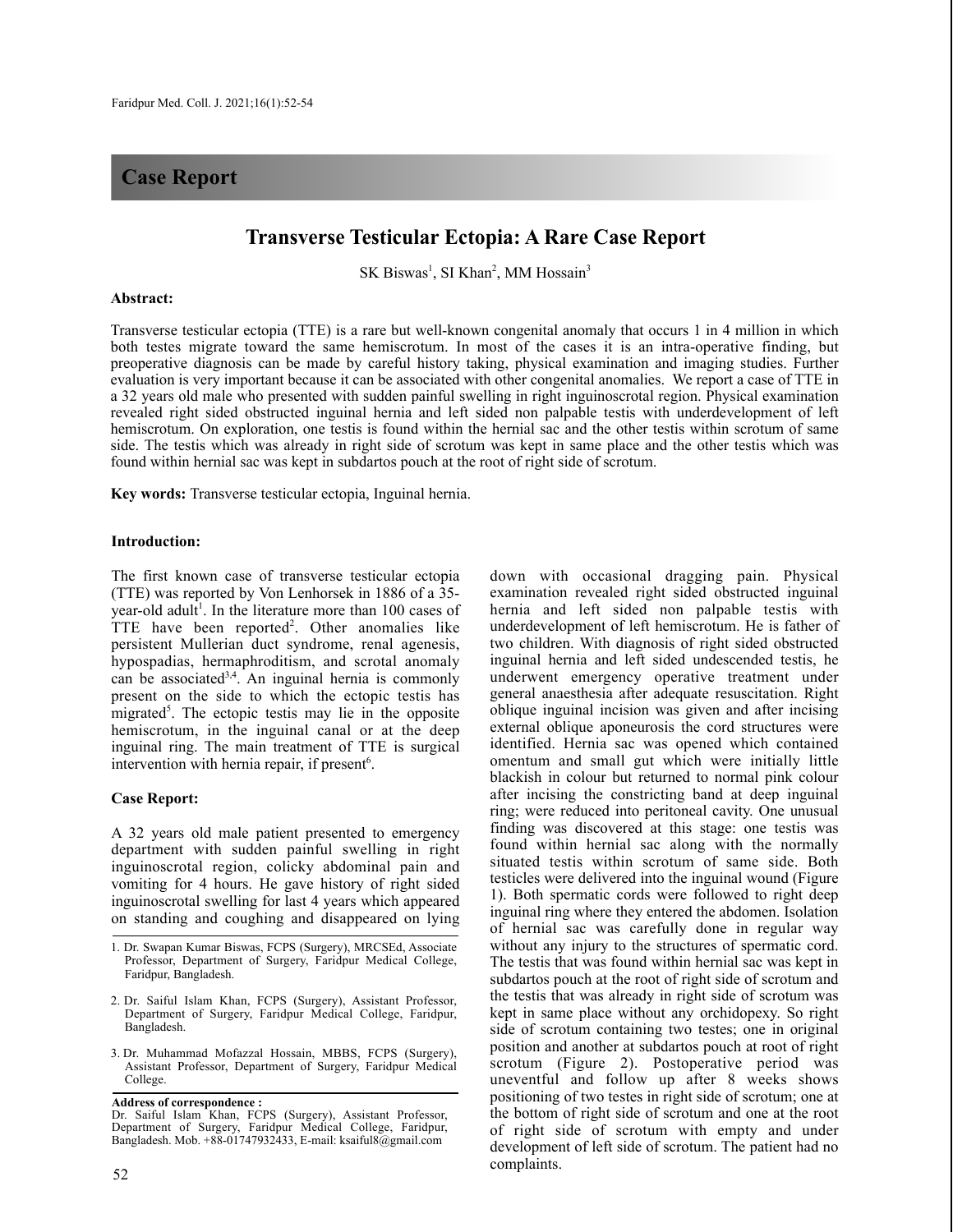## Case Report

# Transverse Testicular Ectopia: A Rare Case Report

SK Biswas[1], SI Khan[2], MM Hossain[3]

**Abstract:**

Transverse testicular ectopia (TTE) is a rare but well-known congenital anomaly that occurs 1 in 4 million in which both testes migrate toward the same hemiscrotum. In most of the cases it is an intra-operative finding, but preoperative diagnosis can be made by careful history taking, physical examination and imaging studies. Further evaluation is very important because it can be associated with other congenital anomalies. We report a case of TTE in a 32 years old male who presented with sudden painful swelling in right inguinoscrotal region. Physical examination revealed right sided obstructed inguinal hernia and left sided non palpable testis with underdevelopment of left hemiscrotum. On exploration, one testis is found within the hernial sac and the other testis within scrotum of same side. The testis which was already in right side of scrotum was kept in same place and the other testis which was found within hernial sac was kept in subdartos pouch at the root of right side of scrotum.

**Key words:** Transverse testicular ectopia, Inguinal hernia.

### Introduction:

The first known case of transverse testicular ectopia (TTE) was reported by Von Lenhorsek in 1886 of a 35-year-old adult[1]. In the literature more than 100 cases of TTE have been reported[2]. Other anomalies like persistent Mullerian duct syndrome, renal agenesis, hypospadias, hermaphroditism, and scrotal anomaly can be associated[3,4]. An inguinal hernia is commonly present on the side to which the ectopic testis has migrated[5]. The ectopic testis may lie in the opposite hemiscrotum, in the inguinal canal or at the deep inguinal ring. The main treatment of TTE is surgical intervention with hernia repair, if present[6].

### Case Report:

A 32 years old male patient presented to emergency department with sudden painful swelling in right inguinoscrotal region, colicky abdominal pain and vomiting for 4 hours. He gave history of right sided inguinoscrotal swelling for last 4 years which appeared on standing and coughing and disappeared on lying down with occasional dragging pain. Physical examination revealed right sided obstructed inguinal hernia and left sided non palpable testis with underdevelopment of left hemiscrotum. He is father of two children. With diagnosis of right sided obstructed inguinal hernia and left sided undescended testis, he underwent emergency operative treatment under general anaesthesia after adequate resuscitation. Right oblique inguinal incision was given and after incising external oblique aponeurosis the cord structures were identified. Hernia sac was opened which contained omentum and small gut which were initially little blackish in colour but returned to normal pink colour after incising the constricting band at deep inguinal ring; were reduced into peritoneal cavity. One unusual finding was discovered at this stage: one testis was found within hernial sac along with the normally situated testis within scrotum of same side. Both testicles were delivered into the inguinal wound (Figure 1). Both spermatic cords were followed to right deep inguinal ring where they entered the abdomen. Isolation of hernial sac was carefully done in regular way without any injury to the structures of spermatic cord. The testis that was found within hernial sac was kept in subdartos pouch at the root of right side of scrotum and the testis that was already in right side of scrotum was kept in same place without any orchidopexy. So right side of scrotum containing two testes; one in original position and another at subdartos pouch at root of right scrotum (Figure 2). Postoperative period was uneventful and follow up after 8 weeks shows positioning of two testes in right side of scrotum; one at the bottom of right side of scrotum and one at the root of right side of scrotum with empty and under development of left side of scrotum. The patient had no complaints.

---

1. Dr. Swapan Kumar Biswas, FCPS (Surgery), MRCSEd, Associate Professor, Department of Surgery, Faridpur Medical College, Faridpur, Bangladesh.
2. Dr. Saiful Islam Khan, FCPS (Surgery), Assistant Professor, Department of Surgery, Faridpur Medical College, Faridpur, Bangladesh.
3. Dr. Muhammad Mofazzal Hossain, MBBS, FCPS (Surgery), Assistant Professor, Department of Surgery, Faridpur Medical College.

**Address of correspondence :**
Dr. Saiful Islam Khan, FCPS (Surgery), Assistant Professor, Department of Surgery, Faridpur Medical College, Faridpur, Bangladesh. Mob. +88-01747932433, E-mail: ksaiful8@gmail.com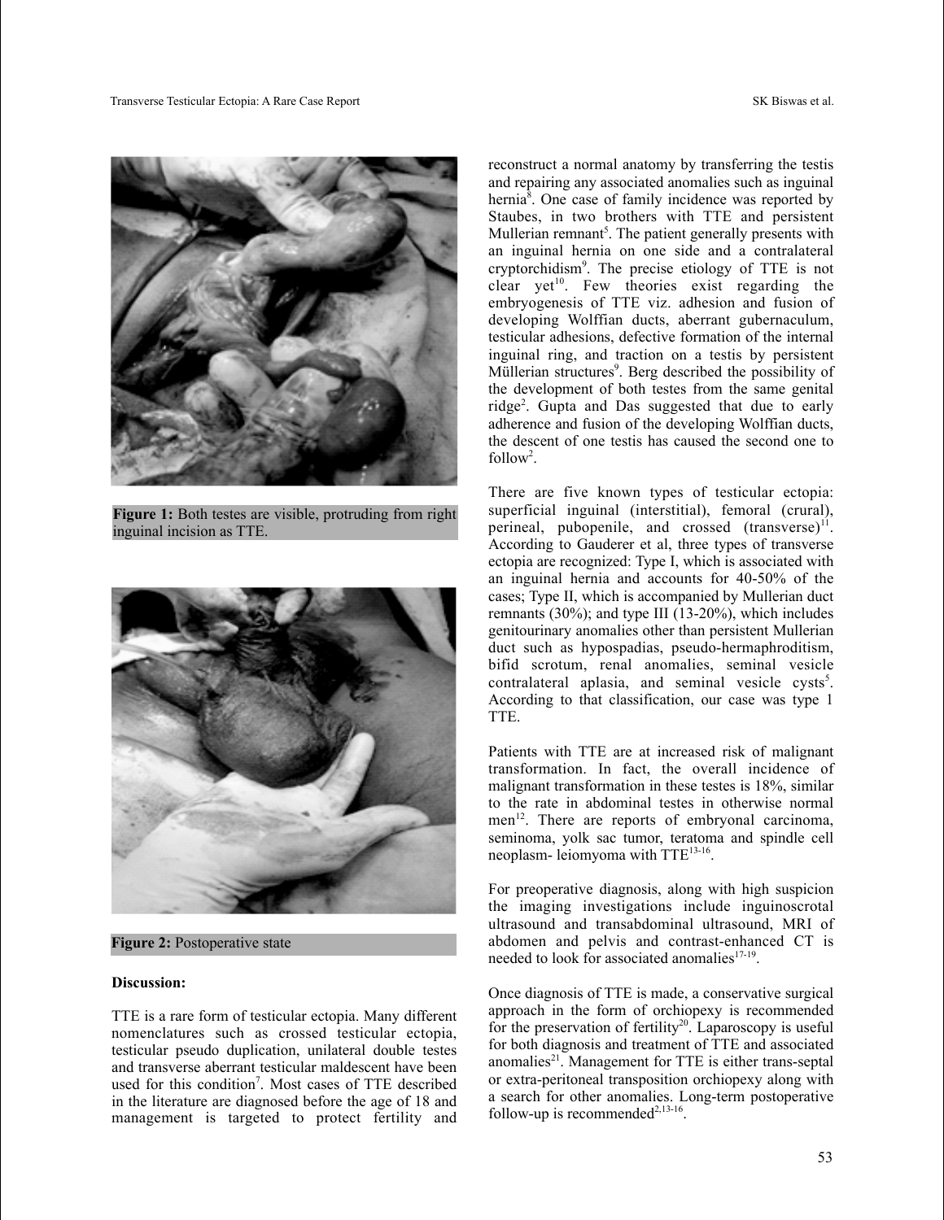Figure 1: Both testes are visible, protruding from right inguinal incision as TTE.

Figure 2: Postoperative state

## Discussion:

TTE is a rare form of testicular ectopia. Many different nomenclatures such as crossed testicular ectopia, testicular pseudo duplication, unilateral double testes and transverse aberrant testicular maldescent have been used for this condition[7]. Most cases of TTE described in the literature are diagnosed before the age of 18 and management is targeted to protect fertility and reconstruct a normal anatomy by transferring the testis and repairing any associated anomalies such as inguinal hernia[8]. One case of family incidence was reported by Staubes, in two brothers with TTE and persistent Mullerian remnant[5]. The patient generally presents with an inguinal hernia on one side and a contralateral cryptorchidism[9]. The precise etiology of TTE is not clear yet[10]. Few theories exist regarding the embryogenesis of TTE viz. adhesion and fusion of developing Wolffian ducts, aberrant gubernaculum, testicular adhesions, defective formation of the internal inguinal ring, and traction on a testis by persistent Müllerian structures[9]. Berg described the possibility of the development of both testes from the same genital ridge[2]. Gupta and Das suggested that due to early adherence and fusion of the developing Wolffian ducts, the descent of one testis has caused the second one to follow[2].

There are five known types of testicular ectopia: superficial inguinal (interstitial), femoral (crural), perineal, pubopenile, and crossed (transverse)[11]. According to Gauderer et al, three types of transverse ectopia are recognized: Type I, which is associated with an inguinal hernia and accounts for 40-50% of the cases; Type II, which is accompanied by Mullerian duct remnants (30%); and type III (13-20%), which includes genitourinary anomalies other than persistent Mullerian duct such as hypospadias, pseudo-hermaphroditism, bifid scrotum, renal anomalies, seminal vesicle contralateral aplasia, and seminal vesicle cysts[5]. According to that classification, our case was type 1 TTE.

Patients with TTE are at increased risk of malignant transformation. In fact, the overall incidence of malignant transformation in these testes is 18%, similar to the rate in abdominal testes in otherwise normal men[12]. There are reports of embryonal carcinoma, seminoma, yolk sac tumor, teratoma and spindle cell neoplasm- leiomyoma with TTE[13-16].

For preoperative diagnosis, along with high suspicion the imaging investigations include inguinoscrotal ultrasound and transabdominal ultrasound, MRI of abdomen and pelvis and contrast-enhanced CT is needed to look for associated anomalies[17-19].

Once diagnosis of TTE is made, a conservative surgical approach in the form of orchiopexy is recommended for the preservation of fertility[20]. Laparoscopy is useful for both diagnosis and treatment of TTE and associated anomalies[21]. Management for TTE is either trans-septal or extra-peritoneal transposition orchiopexy along with a search for other anomalies. Long-term postoperative follow-up is recommended[2,13-16].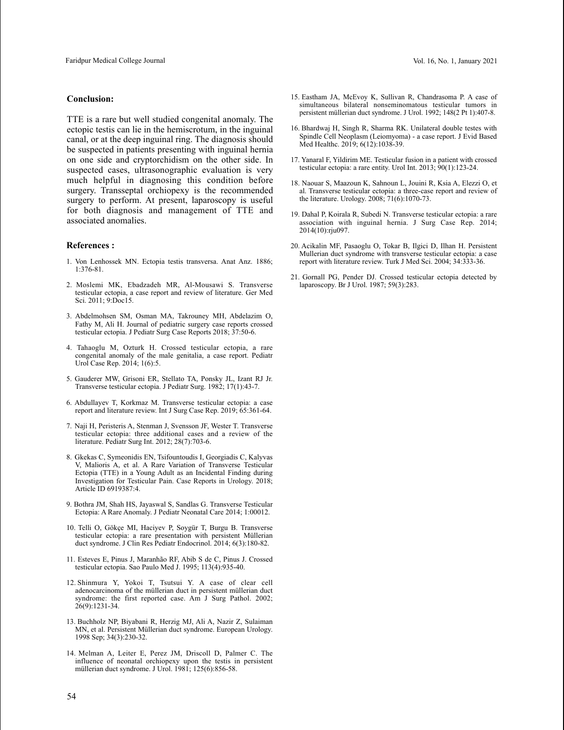## Conclusion:

TTE is a rare but well studied congenital anomaly. The ectopic testis can lie in the hemiscrotum, in the inguinal canal, or at the deep inguinal ring. The diagnosis should be suspected in patients presenting with inguinal hernia on one side and cryptorchidism on the other side. In suspected cases, ultrasonographic evaluation is very much helpful in diagnosing this condition before surgery. Transseptal orchiopexy is the recommended surgery to perform. At present, laparoscopy is useful for both diagnosis and management of TTE and associated anomalies.

## References :

1. Von Lenhossek MN. Ectopia testis transversa. Anat Anz. 1886; 1:376-81.
2. Moslemi MK, Ebadzadeh MR, Al-Mousawi S. Transverse testicular ectopia, a case report and review of literature. Ger Med Sci. 2011; 9:Doc15.
3. Abdelmohsen SM, Osman MA, Takrouney MH, Abdelazim O, Fathy M, Ali H. Journal of pediatric surgery case reports crossed testicular ectopia. J Pediatr Surg Case Reports 2018; 37:50-6.
4. Tahaoglu M, Ozturk H. Crossed testicular ectopia, a rare congenital anomaly of the male genitalia, a case report. Pediatr Urol Case Rep. 2014; 1(6):5.
5. Gauderer MW, Grisoni ER, Stellato TA, Ponsky JL, Izant RJ Jr. Transverse testicular ectopia. J Pediatr Surg. 1982; 17(1):43-7.
6. Abdullayev T, Korkmaz M. Transverse testicular ectopia: a case report and literature review. Int J Surg Case Rep. 2019; 65:361-64.
7. Naji H, Peristeris A, Stenman J, Svensson JF, Wester T. Transverse testicular ectopia: three additional cases and a review of the literature. Pediatr Surg Int. 2012; 28(7):703-6.
8. Gkekas C, Symeonidis EN, Tsifountoudis I, Georgiadis C, Kalyvas V, Malioris A, et al. A Rare Variation of Transverse Testicular Ectopia (TTE) in a Young Adult as an Incidental Finding during Investigation for Testicular Pain. Case Reports in Urology. 2018; Article ID 6919387:4.
9. Bothra JM, Shah HS, Jayaswal S, Sandlas G. Transverse Testicular Ectopia: A Rare Anomaly. J Pediatr Neonatal Care 2014; 1:00012.
10. Telli O, Gökçe MI, Haciyev P, Soygür T, Burgu B. Transverse testicular ectopia: a rare presentation with persistent Müllerian duct syndrome. J Clin Res Pediatr Endocrinol. 2014; 6(3):180-82.
11. Esteves E, Pinus J, Maranhão RF, Abib S de C, Pinus J. Crossed testicular ectopia. Sao Paulo Med J. 1995; 113(4):935-40.
12. Shinmura Y, Yokoi T, Tsutsui Y. A case of clear cell adenocarcinoma of the müllerian duct in persistent müllerian duct syndrome: the first reported case. Am J Surg Pathol. 2002; 26(9):1231-34.
13. Buchholz NP, Biyabani R, Herzig MJ, Ali A, Nazir Z, Sulaiman MN, et al. Persistent Müllerian duct syndrome. European Urology. 1998 Sep; 34(3):230-32.
14. Melman A, Leiter E, Perez JM, Driscoll D, Palmer C. The influence of neonatal orchiopexy upon the testis in persistent müllerian duct syndrome. J Urol. 1981; 125(6):856-58.
15. Eastham JA, McEvoy K, Sullivan R, Chandrasoma P. A case of simultaneous bilateral nonseminomatous testicular tumors in persistent müllerian duct syndrome. J Urol. 1992; 148(2 Pt 1):407-8.
16. Bhardwaj H, Singh R, Sharma RK. Unilateral double testes with Spindle Cell Neoplasm (Leiomyoma) - a case report. J Evid Based Med Healthc. 2019; 6(12):1038-39.
17. Yanaral F, Yildirim ME. Testicular fusion in a patient with crossed testicular ectopia: a rare entity. Urol Int. 2013; 90(1):123-24.
18. Naouar S, Maazoun K, Sahnoun L, Jouini R, Ksia A, Elezzi O, et al. Transverse testicular ectopia: a three-case report and review of the literature. Urology. 2008; 71(6):1070-73.
19. Dahal P, Koirala R, Subedi N. Transverse testicular ectopia: a rare association with inguinal hernia. J Surg Case Rep. 2014; 2014(10):rju097.
20. Acikalin MF, Pasaoglu O, Tokar B, Ilgici D, Ilhan H. Persistent Mullerian duct syndrome with transverse testicular ectopia: a case report with literature review. Turk J Med Sci. 2004; 34:333-36.
21. Gornall PG, Pender DJ. Crossed testicular ectopia detected by laparoscopy. Br J Urol. 1987; 59(3):283.